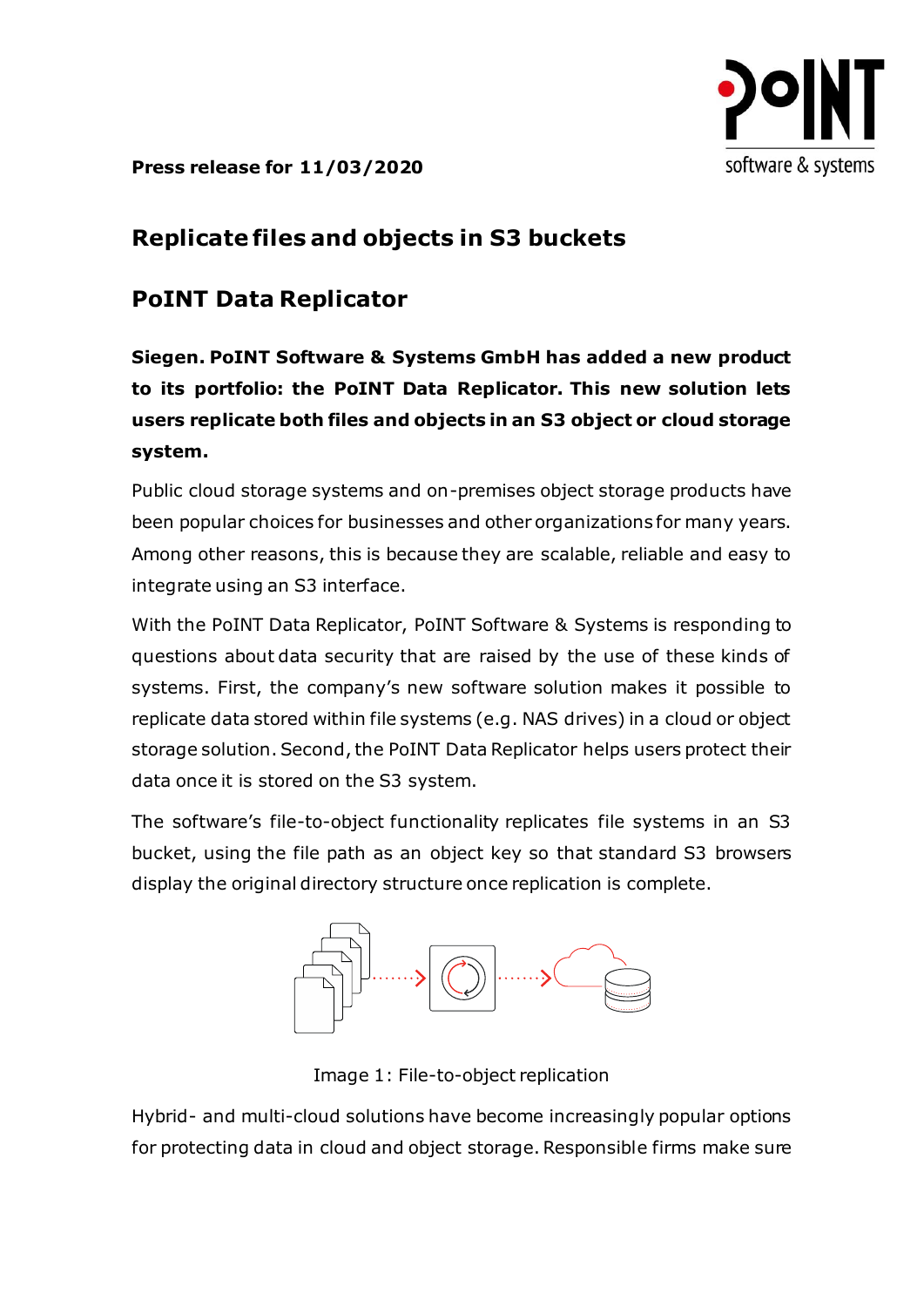**Press release for 11/03/2020**

# Replicate files and objects in S3 buckets

## PoINT Data Replicator

**Siegen. PoINT Software & Systems GmbH has added a new product to its portfolio: the PoINT Data Replicator. This new solution lets users replicate both files and objects in an S3 object or cloud storage system.**

Public cloud storage systems and on-premises object storage products have been popular choices for businesses and other organizations for many years. Among other reasons, this is because they are scalable, reliable and easy to integrate using an S3 interface.

With the PoINT Data Replicator, PoINT Software & Systems is responding to questions about data security that are raised by the use of these kinds of systems. First, the company's new software solution makes it possible to replicate data stored within file systems (e.g. NAS drives) in a cloud or object storage solution. Second, the PoINT Data Replicator helps users protect their data once it is stored on the S3 system.

The software's file-to-object functionality replicates file systems in an S3 bucket, using the file path as an object key so that standard S3 browsers display the original directory structure once replication is complete.

Image 1: File-to-object replication

Hybrid- and multi-cloud solutions have become increasingly popular options for protecting data in cloud and object storage. Responsible firms make sure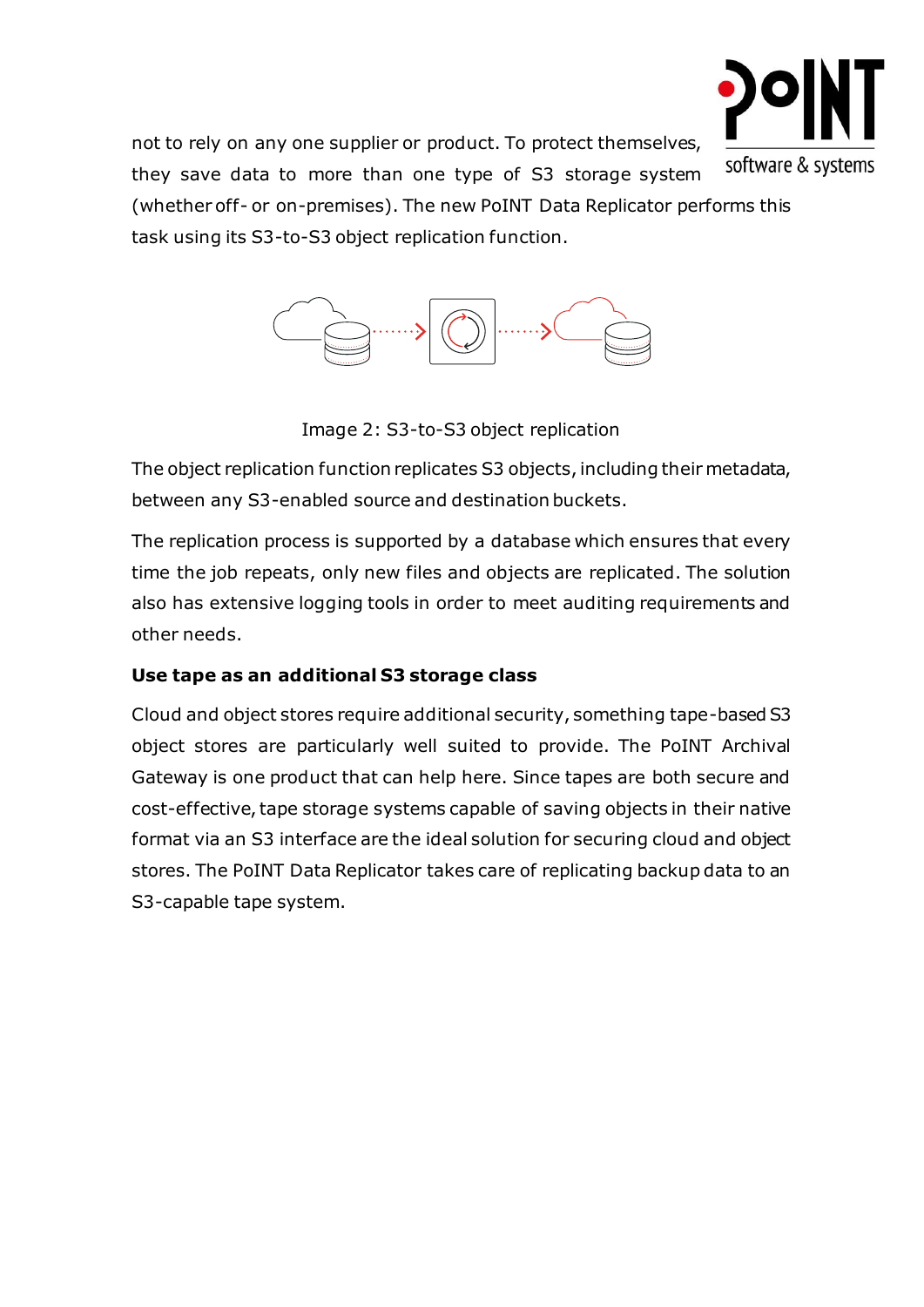not to rely on any one supplier or product. To protect themselves, they save data to more than one type of S3 storage system (whether off- or on-premises). The new PoINT Data Replicator performs this task using its S3-to-S3 object replication function.

Image 2: S3-to-S3 object replication

The object replication function replicates S3 objects, including their metadata, between any S3-enabled source and destination buckets.

The replication process is supported by a database which ensures that every time the job repeats, only new files and objects are replicated. The solution also has extensive logging tools in order to meet auditing requirements and other needs.

**Use tape as an additional S3 storage class**

Cloud and object stores require additional security, something tape-based S3 object stores are particularly well suited to provide. The PoINT Archival Gateway is one product that can help here. Since tapes are both secure and cost-effective, tape storage systems capable of saving objects in their native format via an S3 interface are the ideal solution for securing cloud and object stores. The PoINT Data Replicator takes care of replicating backup data to an S3-capable tape system.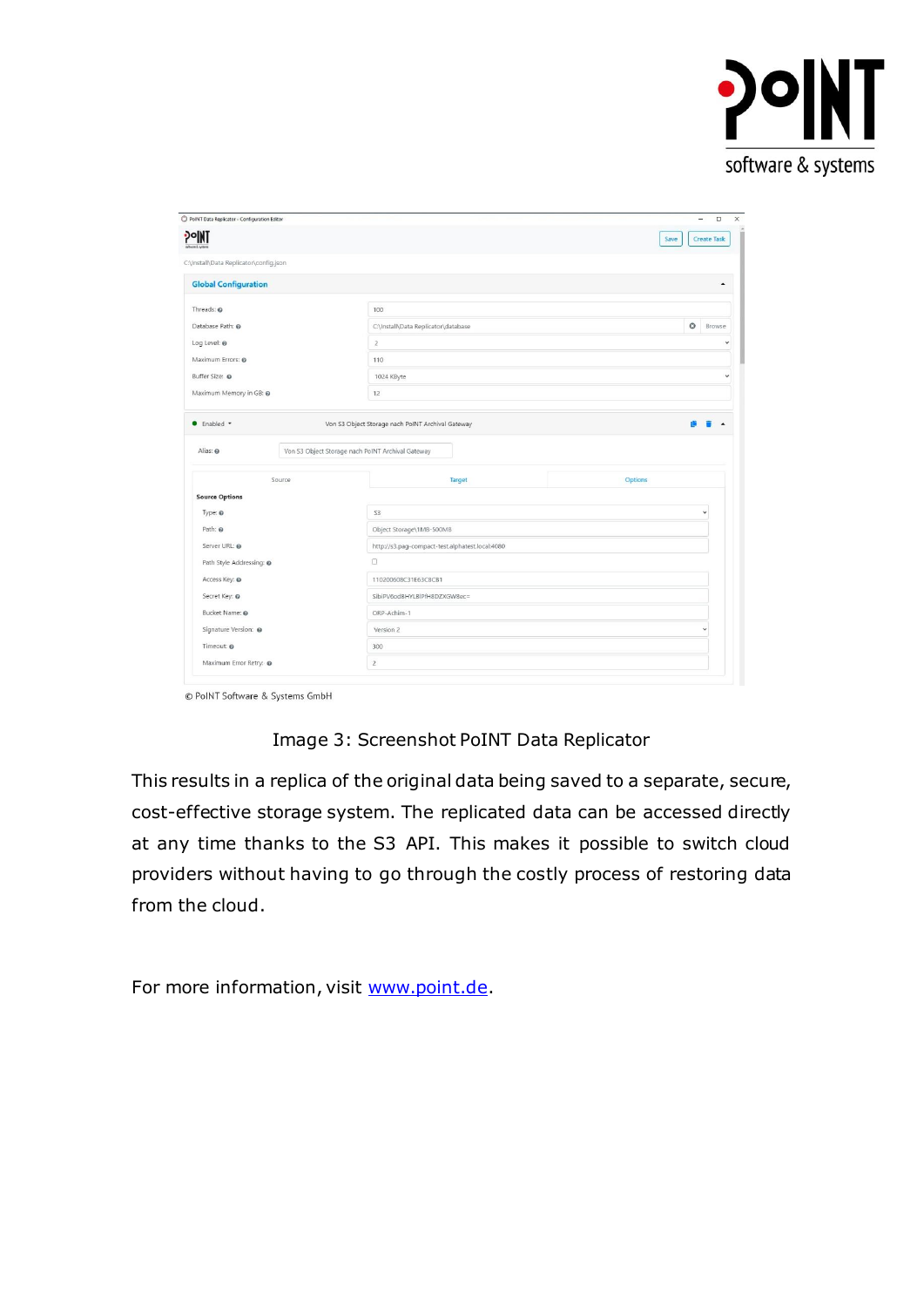Image 3: Screenshot PoINT Data Replicator

This results in a replica of the original data being saved to a separate, secure, cost-effective storage system. The replicated data can be accessed directly at any time thanks to the S3 API. This makes it possible to switch cloud providers without having to go through the costly process of restoring data from the cloud.

For more information, visit [www.point.de](http://www.point.de).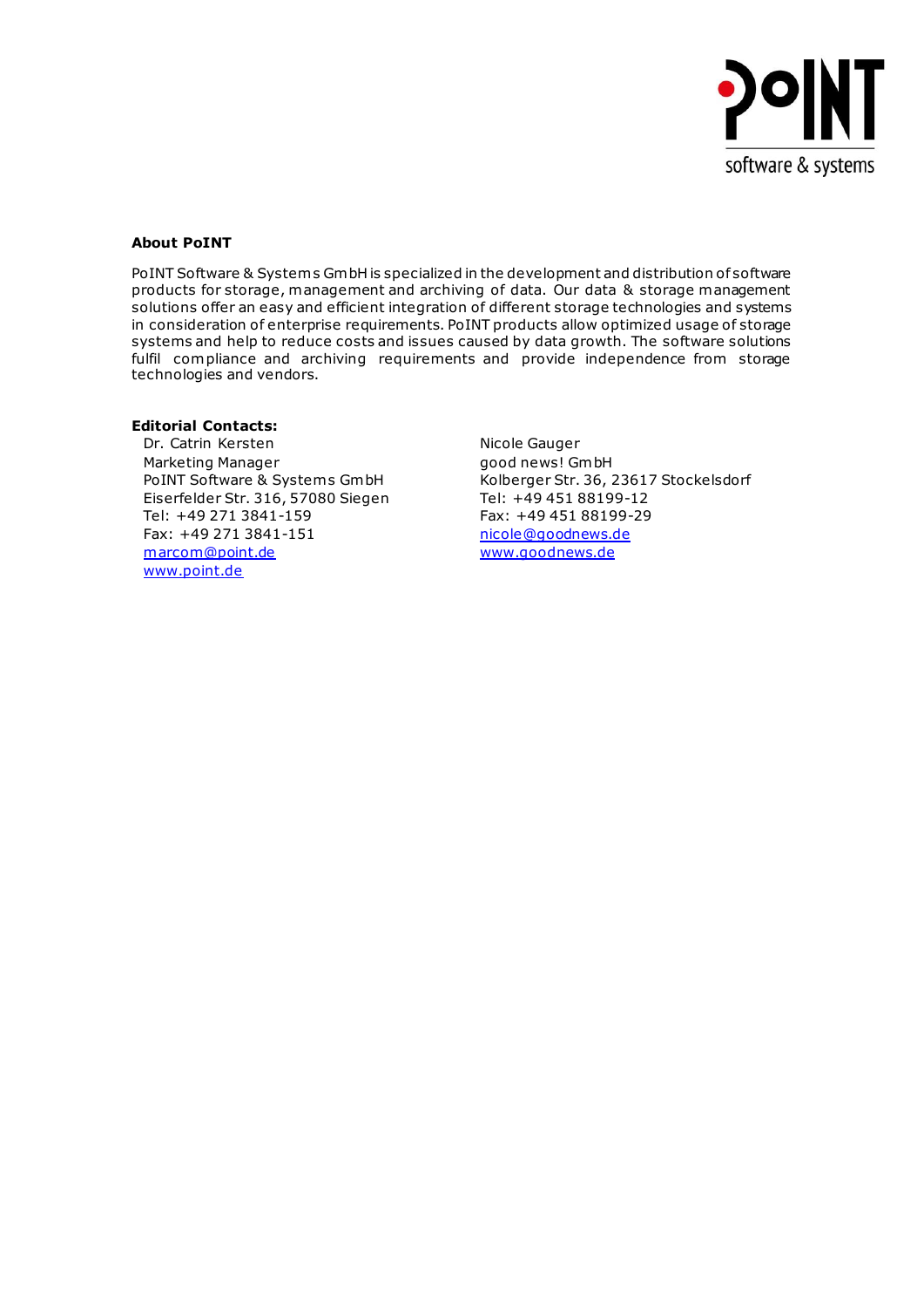**About PoINT**

PoINT Software & Systems GmbH is specialized in the development and distribution of software products for storage, management and archiving of data. Our data & storage management solutions offer an easy and efficient integration of different storage technologies and systems in consideration of enterprise requirements. PoINT products allow optimized usage of storage systems and help to reduce costs and issues caused by data growth. The software solutions fulfil compliance and archiving requirements and provide independence from storage technologies and vendors.

**Editorial Contacts:**

Dr. Catrin Kersten
Marketing Manager
PoINT Software & Systems GmbH
Eiserfelder Str. 316, 57080 Siegen
Tel: +49 271 3841-159
Fax: +49 271 3841-151
marcom@point.de
www.point.de

Nicole Gauger
good news! GmbH
Kolberger Str. 36, 23617 Stockelsdorf
Tel: +49 451 88199-12
Fax: +49 451 88199-29
nicole@goodnews.de
www.goodnews.de